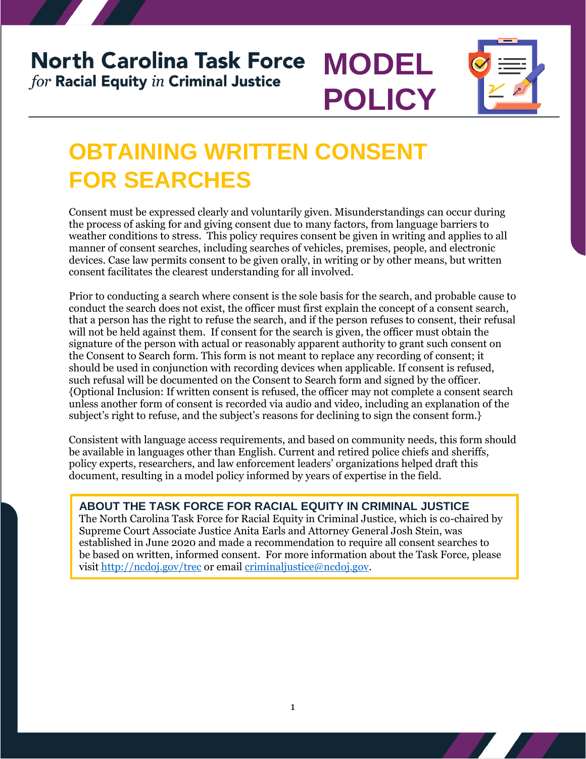**North Carolina Task Force**
*for* **Racial Equity** *in* **Criminal Justice**

# MODEL POLICY

# OBTAINING WRITTEN CONSENT FOR SEARCHES

Consent must be expressed clearly and voluntarily given. Misunderstandings can occur during the process of asking for and giving consent due to many factors, from language barriers to weather conditions to stress. This policy requires consent be given in writing and applies to all manner of consent searches, including searches of vehicles, premises, people, and electronic devices. Case law permits consent to be given orally, in writing or by other means, but written consent facilitates the clearest understanding for all involved.

Prior to conducting a search where consent is the sole basis for the search, and probable cause to conduct the search does not exist, the officer must first explain the concept of a consent search, that a person has the right to refuse the search, and if the person refuses to consent, their refusal will not be held against them. If consent for the search is given, the officer must obtain the signature of the person with actual or reasonably apparent authority to grant such consent on the Consent to Search form. This form is not meant to replace any recording of consent; it should be used in conjunction with recording devices when applicable. If consent is refused, such refusal will be documented on the Consent to Search form and signed by the officer. {Optional Inclusion: If written consent is refused, the officer may not complete a consent search unless another form of consent is recorded via audio and video, including an explanation of the subject's right to refuse, and the subject's reasons for declining to sign the consent form.}

Consistent with language access requirements, and based on community needs, this form should be available in languages other than English. Current and retired police chiefs and sheriffs, policy experts, researchers, and law enforcement leaders' organizations helped draft this document, resulting in a model policy informed by years of expertise in the field.

### ABOUT THE TASK FORCE FOR RACIAL EQUITY IN CRIMINAL JUSTICE

The North Carolina Task Force for Racial Equity in Criminal Justice, which is co-chaired by Supreme Court Associate Justice Anita Earls and Attorney General Josh Stein, was established in June 2020 and made a recommendation to require all consent searches to be based on written, informed consent. For more information about the Task Force, please visit http://ncdoj.gov/trec or email criminaljustice@ncdoj.gov.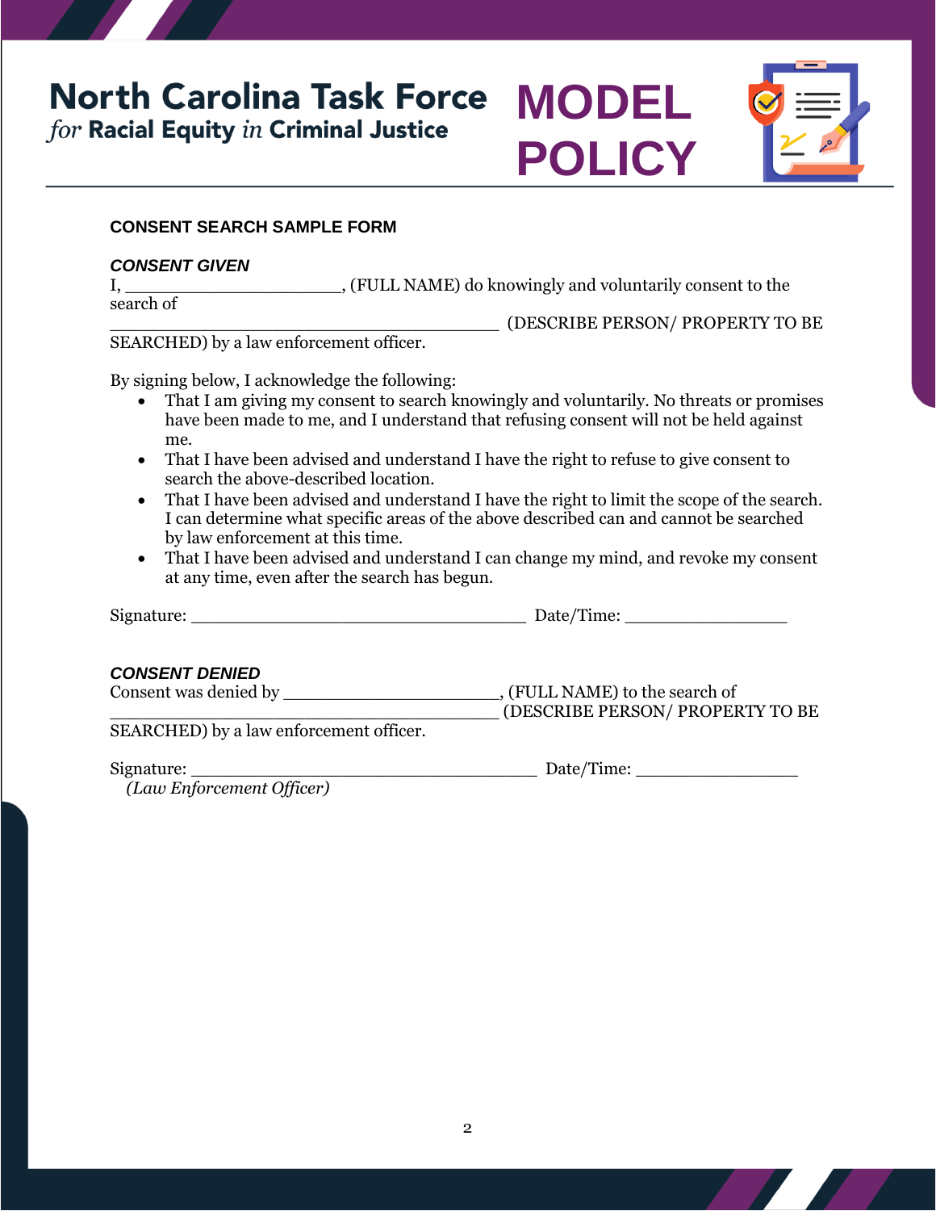North Carolina Task Force *for* Racial Equity *in* Criminal Justice

# MODEL POLICY

## CONSENT SEARCH SAMPLE FORM

### *CONSENT GIVEN*

I, ____________________, (FULL NAME) do knowingly and voluntarily consent to the search of ____________________________________ (DESCRIBE PERSON/ PROPERTY TO BE SEARCHED) by a law enforcement officer.

By signing below, I acknowledge the following:

- That I am giving my consent to search knowingly and voluntarily. No threats or promises have been made to me, and I understand that refusing consent will not be held against me.
- That I have been advised and understand I have the right to refuse to give consent to search the above-described location.
- That I have been advised and understand I have the right to limit the scope of the search. I can determine what specific areas of the above described can and cannot be searched by law enforcement at this time.
- That I have been advised and understand I can change my mind, and revoke my consent at any time, even after the search has begun.

Signature: ________________________________ Date/Time: _______________

### *CONSENT DENIED*

Consent was denied by ____________________, (FULL NAME) to the search of ____________________________________ (DESCRIBE PERSON/ PROPERTY TO BE SEARCHED) by a law enforcement officer.

Signature: ________________________________ Date/Time: _______________
*(Law Enforcement Officer)*